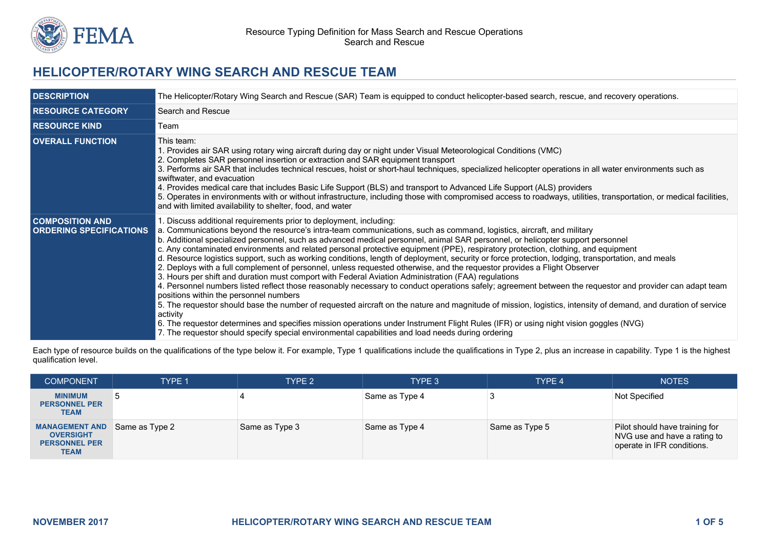# HELICOPTER/ROTARY WING SEARCH AND RESCUE TEAM

| | |
|---|---|
| **DESCRIPTION** | The Helicopter/Rotary Wing Search and Rescue (SAR) Team is equipped to conduct helicopter-based search, rescue, and recovery operations. |
| **RESOURCE CATEGORY** | Search and Rescue |
| **RESOURCE KIND** | Team |
| **OVERALL FUNCTION** | This team:<br>1. Provides air SAR using rotary wing aircraft during day or night under Visual Meteorological Conditions (VMC)<br>2. Completes SAR personnel insertion or extraction and SAR equipment transport<br>3. Performs air SAR that includes technical rescues, hoist or short-haul techniques, specialized helicopter operations in all water environments such as swiftwater, and evacuation<br>4. Provides medical care that includes Basic Life Support (BLS) and transport to Advanced Life Support (ALS) providers<br>5. Operates in environments with or without infrastructure, including those with compromised access to roadways, utilities, transportation, or medical facilities, and with limited availability to shelter, food, and water |
| **COMPOSITION AND ORDERING SPECIFICATIONS** | 1. Discuss additional requirements prior to deployment, including:<br>a. Communications beyond the resource's intra-team communications, such as command, logistics, aircraft, and military<br>b. Additional specialized personnel, such as advanced medical personnel, animal SAR personnel, or helicopter support personnel<br>c. Any contaminated environments and related personal protective equipment (PPE), respiratory protection, clothing, and equipment<br>d. Resource logistics support, such as working conditions, length of deployment, security or force protection, lodging, transportation, and meals<br>2. Deploys with a full complement of personnel, unless requested otherwise, and the requestor provides a Flight Observer<br>3. Hours per shift and duration must comport with Federal Aviation Administration (FAA) regulations<br>4. Personnel numbers listed reflect those reasonably necessary to conduct operations safely; agreement between the requestor and provider can adapt team positions within the personnel numbers<br>5. The requestor should base the number of requested aircraft on the nature and magnitude of mission, logistics, intensity of demand, and duration of service activity<br>6. The requestor determines and specifies mission operations under Instrument Flight Rules (IFR) or using night vision goggles (NVG)<br>7. The requestor should specify special environmental capabilities and load needs during ordering |

Each type of resource builds on the qualifications of the type below it. For example, Type 1 qualifications include the qualifications in Type 2, plus an increase in capability. Type 1 is the highest qualification level.

| COMPONENT | TYPE 1 | TYPE 2 | TYPE 3 | TYPE 4 | NOTES |
|---|---|---|---|---|---|
| **MINIMUM PERSONNEL PER TEAM** | 5 | 4 | Same as Type 4 | 3 | Not Specified |
| **MANAGEMENT AND OVERSIGHT PERSONNEL PER TEAM** | Same as Type 2 | Same as Type 3 | Same as Type 4 | Same as Type 5 | Pilot should have training for NVG use and have a rating to operate in IFR conditions. |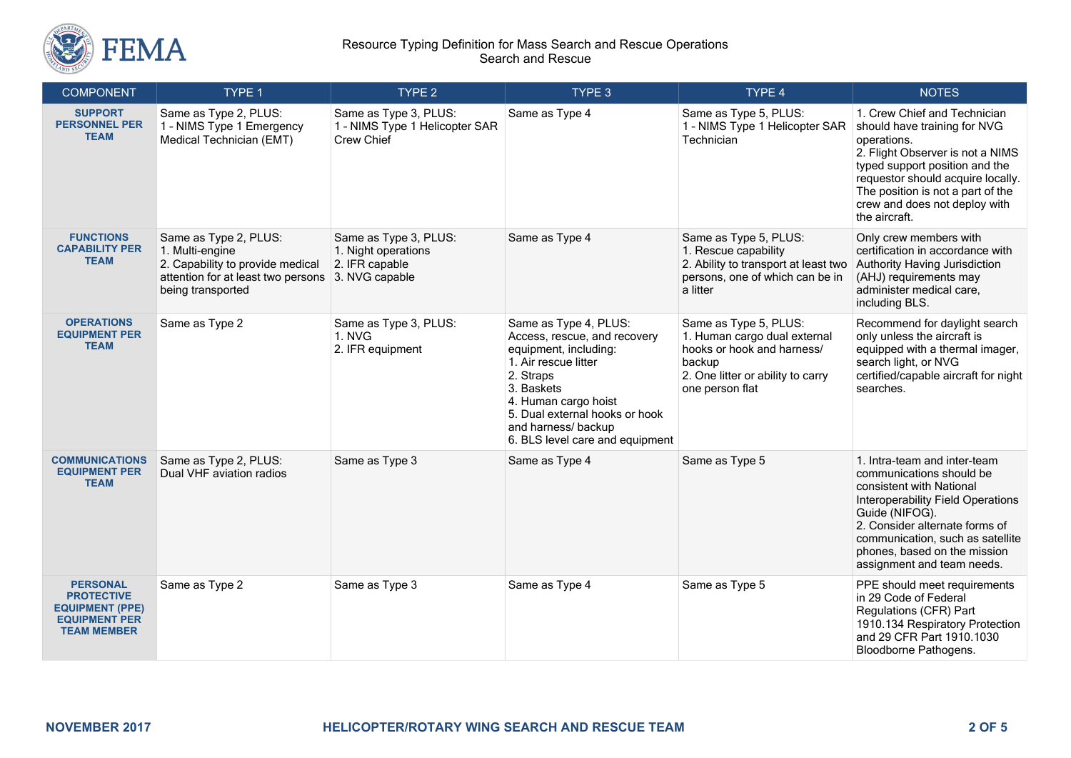| COMPONENT | TYPE 1 | TYPE 2 | TYPE 3 | TYPE 4 | NOTES |
|---|---|---|---|---|---|
| **SUPPORT PERSONNEL PER TEAM** | Same as Type 2, PLUS:<br>1 - NIMS Type 1 Emergency Medical Technician (EMT) | Same as Type 3, PLUS:<br>1 - NIMS Type 1 Helicopter SAR Crew Chief | Same as Type 4 | Same as Type 5, PLUS:<br>1 - NIMS Type 1 Helicopter SAR Technician | 1. Crew Chief and Technician should have training for NVG operations.<br>2. Flight Observer is not a NIMS typed support position and the requestor should acquire locally. The position is not a part of the crew and does not deploy with the aircraft. |
| **FUNCTIONS CAPABILITY PER TEAM** | Same as Type 2, PLUS:<br>1. Multi-engine<br>2. Capability to provide medical attention for at least two persons being transported | Same as Type 3, PLUS:<br>1. Night operations<br>2. IFR capable<br>3. NVG capable | Same as Type 4 | Same as Type 5, PLUS:<br>1. Rescue capability<br>2. Ability to transport at least two persons, one of which can be in a litter | Only crew members with certification in accordance with Authority Having Jurisdiction (AHJ) requirements may administer medical care, including BLS. |
| **OPERATIONS EQUIPMENT PER TEAM** | Same as Type 2 | Same as Type 3, PLUS:<br>1. NVG<br>2. IFR equipment | Same as Type 4, PLUS:<br>Access, rescue, and recovery equipment, including:<br>1. Air rescue litter<br>2. Straps<br>3. Baskets<br>4. Human cargo hoist<br>5. Dual external hooks or hook and harness/ backup<br>6. BLS level care and equipment | Same as Type 5, PLUS:<br>1. Human cargo dual external hooks or hook and harness/ backup<br>2. One litter or ability to carry one person flat | Recommend for daylight search only unless the aircraft is equipped with a thermal imager, search light, or NVG certified/capable aircraft for night searches. |
| **COMMUNICATIONS EQUIPMENT PER TEAM** | Same as Type 2, PLUS:<br>Dual VHF aviation radios | Same as Type 3 | Same as Type 4 | Same as Type 5 | 1. Intra-team and inter-team communications should be consistent with National Interoperability Field Operations Guide (NIFOG).<br>2. Consider alternate forms of communication, such as satellite phones, based on the mission assignment and team needs. |
| **PERSONAL PROTECTIVE EQUIPMENT (PPE) EQUIPMENT PER TEAM MEMBER** | Same as Type 2 | Same as Type 3 | Same as Type 4 | Same as Type 5 | PPE should meet requirements in 29 Code of Federal Regulations (CFR) Part 1910.134 Respiratory Protection and 29 CFR Part 1910.1030 Bloodborne Pathogens. |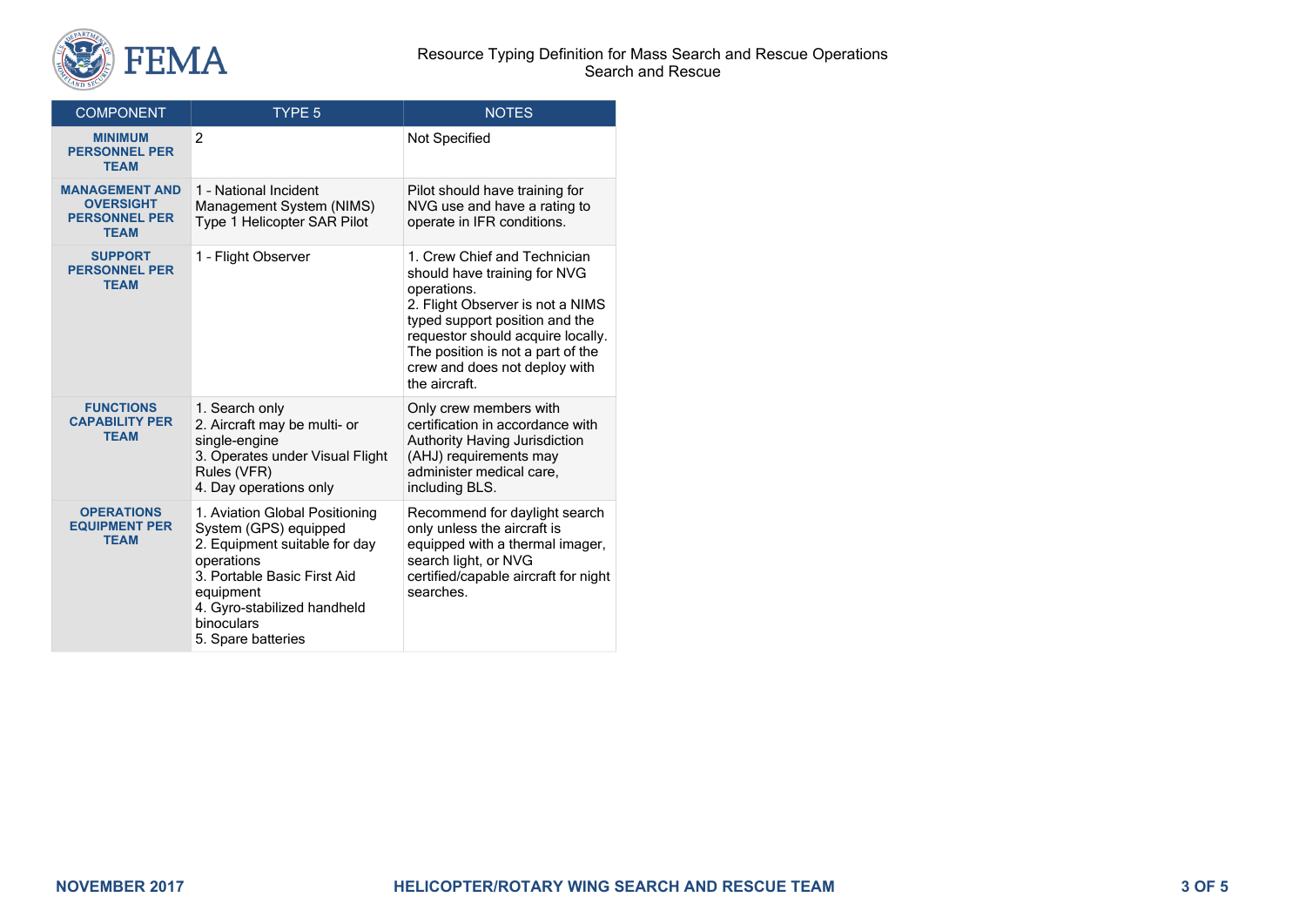| COMPONENT | TYPE 5 | NOTES |
|---|---|---|
| **MINIMUM PERSONNEL PER TEAM** | 2 | Not Specified |
| **MANAGEMENT AND OVERSIGHT PERSONNEL PER TEAM** | 1 - National Incident Management System (NIMS) Type 1 Helicopter SAR Pilot | Pilot should have training for NVG use and have a rating to operate in IFR conditions. |
| **SUPPORT PERSONNEL PER TEAM** | 1 - Flight Observer | 1. Crew Chief and Technician should have training for NVG operations.<br>2. Flight Observer is not a NIMS typed support position and the requestor should acquire locally. The position is not a part of the crew and does not deploy with the aircraft. |
| **FUNCTIONS CAPABILITY PER TEAM** | 1. Search only<br>2. Aircraft may be multi- or single-engine<br>3. Operates under Visual Flight Rules (VFR)<br>4. Day operations only | Only crew members with certification in accordance with Authority Having Jurisdiction (AHJ) requirements may administer medical care, including BLS. |
| **OPERATIONS EQUIPMENT PER TEAM** | 1. Aviation Global Positioning System (GPS) equipped<br>2. Equipment suitable for day operations<br>3. Portable Basic First Aid equipment<br>4. Gyro-stabilized handheld binoculars<br>5. Spare batteries | Recommend for daylight search only unless the aircraft is equipped with a thermal imager, search light, or NVG certified/capable aircraft for night searches. |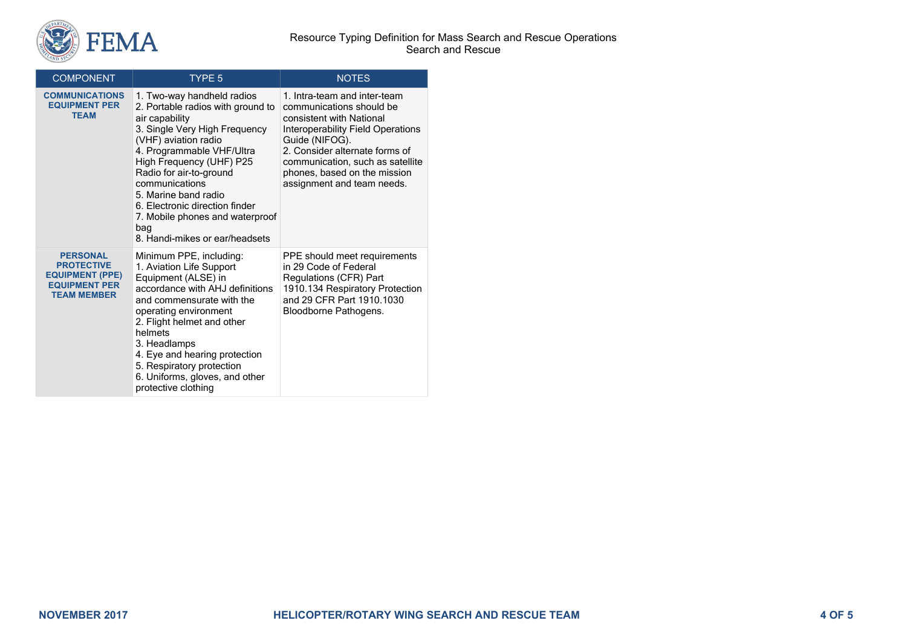| COMPONENT | TYPE 5 | NOTES |
|---|---|---|
| **COMMUNICATIONS EQUIPMENT PER TEAM** | 1. Two-way handheld radios<br>2. Portable radios with ground to air capability<br>3. Single Very High Frequency (VHF) aviation radio<br>4. Programmable VHF/Ultra High Frequency (UHF) P25 Radio for air-to-ground communications<br>5. Marine band radio<br>6. Electronic direction finder<br>7. Mobile phones and waterproof bag<br>8. Handi-mikes or ear/headsets | 1. Intra-team and inter-team communications should be consistent with National Interoperability Field Operations Guide (NIFOG).<br>2. Consider alternate forms of communication, such as satellite phones, based on the mission assignment and team needs. |
| **PERSONAL PROTECTIVE EQUIPMENT (PPE) EQUIPMENT PER TEAM MEMBER** | Minimum PPE, including:<br>1. Aviation Life Support Equipment (ALSE) in accordance with AHJ definitions and commensurate with the operating environment<br>2. Flight helmet and other helmets<br>3. Headlamps<br>4. Eye and hearing protection<br>5. Respiratory protection<br>6. Uniforms, gloves, and other protective clothing | PPE should meet requirements in 29 Code of Federal Regulations (CFR) Part 1910.134 Respiratory Protection and 29 CFR Part 1910.1030 Bloodborne Pathogens. |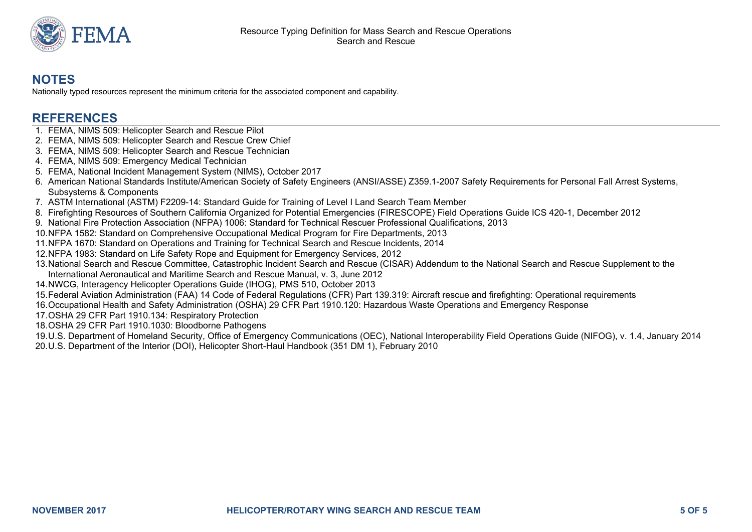## NOTES

Nationally typed resources represent the minimum criteria for the associated component and capability.

## REFERENCES

1. FEMA, NIMS 509: Helicopter Search and Rescue Pilot
2. FEMA, NIMS 509: Helicopter Search and Rescue Crew Chief
3. FEMA, NIMS 509: Helicopter Search and Rescue Technician
4. FEMA, NIMS 509: Emergency Medical Technician
5. FEMA, National Incident Management System (NIMS), October 2017
6. American National Standards Institute/American Society of Safety Engineers (ANSI/ASSE) Z359.1-2007 Safety Requirements for Personal Fall Arrest Systems, Subsystems & Components
7. ASTM International (ASTM) F2209-14: Standard Guide for Training of Level I Land Search Team Member
8. Firefighting Resources of Southern California Organized for Potential Emergencies (FIRESCOPE) Field Operations Guide ICS 420-1, December 2012
9. National Fire Protection Association (NFPA) 1006: Standard for Technical Rescuer Professional Qualifications, 2013
10. NFPA 1582: Standard on Comprehensive Occupational Medical Program for Fire Departments, 2013
11. NFPA 1670: Standard on Operations and Training for Technical Search and Rescue Incidents, 2014
12. NFPA 1983: Standard on Life Safety Rope and Equipment for Emergency Services, 2012
13. National Search and Rescue Committee, Catastrophic Incident Search and Rescue (CISAR) Addendum to the National Search and Rescue Supplement to the International Aeronautical and Maritime Search and Rescue Manual, v. 3, June 2012
14. NWCG, Interagency Helicopter Operations Guide (IHOG), PMS 510, October 2013
15. Federal Aviation Administration (FAA) 14 Code of Federal Regulations (CFR) Part 139.319: Aircraft rescue and firefighting: Operational requirements
16. Occupational Health and Safety Administration (OSHA) 29 CFR Part 1910.120: Hazardous Waste Operations and Emergency Response
17. OSHA 29 CFR Part 1910.134: Respiratory Protection
18. OSHA 29 CFR Part 1910.1030: Bloodborne Pathogens
19. U.S. Department of Homeland Security, Office of Emergency Communications (OEC), National Interoperability Field Operations Guide (NIFOG), v. 1.4, January 2014
20. U.S. Department of the Interior (DOI), Helicopter Short-Haul Handbook (351 DM 1), February 2010